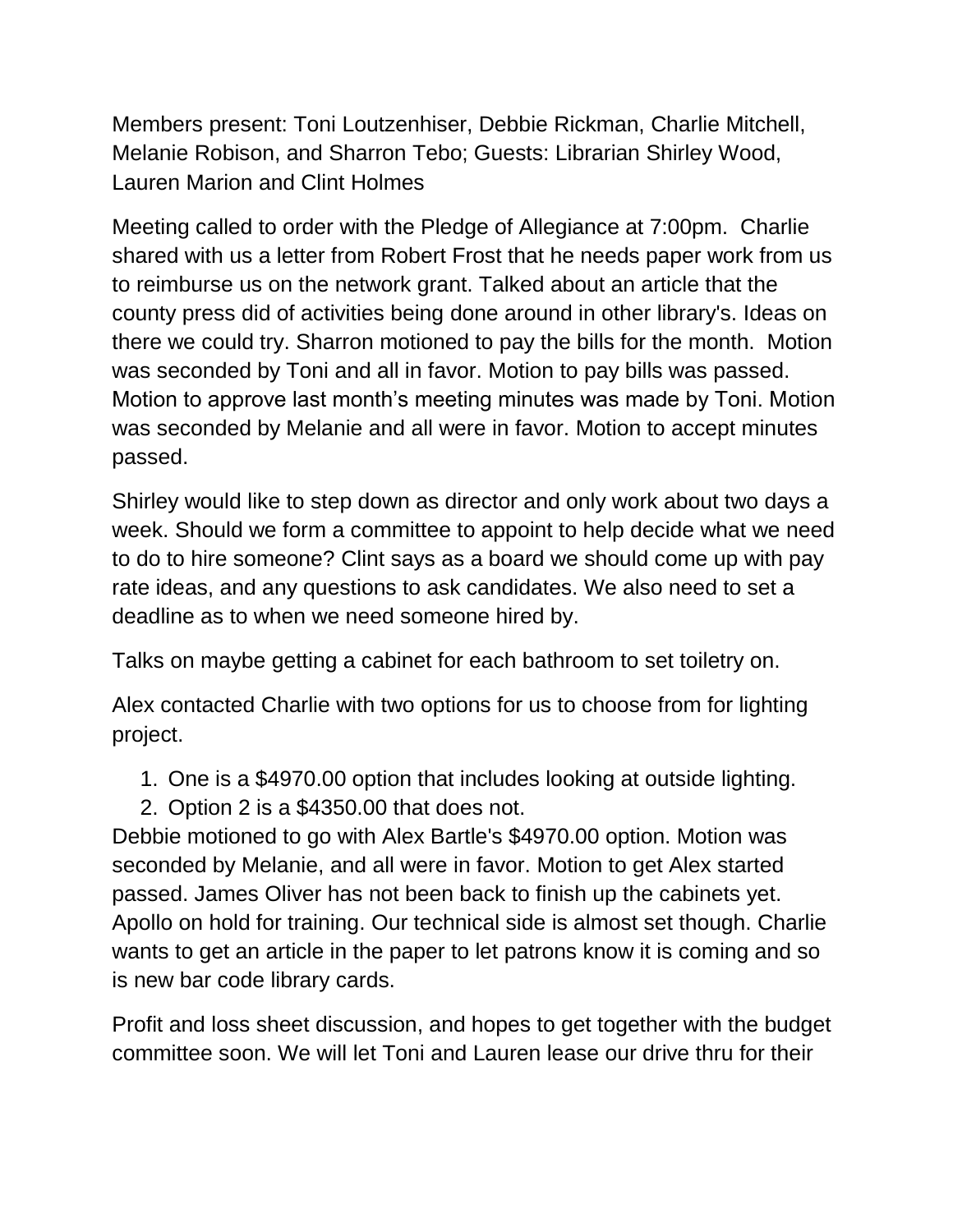Members present: Toni Loutzenhiser, Debbie Rickman, Charlie Mitchell, Melanie Robison, and Sharron Tebo; Guests: Librarian Shirley Wood, Lauren Marion and Clint Holmes

Meeting called to order with the Pledge of Allegiance at 7:00pm. Charlie shared with us a letter from Robert Frost that he needs paper work from us to reimburse us on the network grant. Talked about an article that the county press did of activities being done around in other library's. Ideas on there we could try. Sharron motioned to pay the bills for the month. Motion was seconded by Toni and all in favor. Motion to pay bills was passed. Motion to approve last month's meeting minutes was made by Toni. Motion was seconded by Melanie and all were in favor. Motion to accept minutes passed.

Shirley would like to step down as director and only work about two days a week. Should we form a committee to appoint to help decide what we need to do to hire someone? Clint says as a board we should come up with pay rate ideas, and any questions to ask candidates. We also need to set a deadline as to when we need someone hired by.

Talks on maybe getting a cabinet for each bathroom to set toiletry on.

Alex contacted Charlie with two options for us to choose from for lighting project.

1. One is a $4970.00 option that includes looking at outside lighting.
2. Option 2 is a $4350.00 that does not.

Debbie motioned to go with Alex Bartle's $4970.00 option. Motion was seconded by Melanie, and all were in favor. Motion to get Alex started passed. James Oliver has not been back to finish up the cabinets yet. Apollo on hold for training. Our technical side is almost set though. Charlie wants to get an article in the paper to let patrons know it is coming and so is new bar code library cards.

Profit and loss sheet discussion, and hopes to get together with the budget committee soon. We will let Toni and Lauren lease our drive thru for their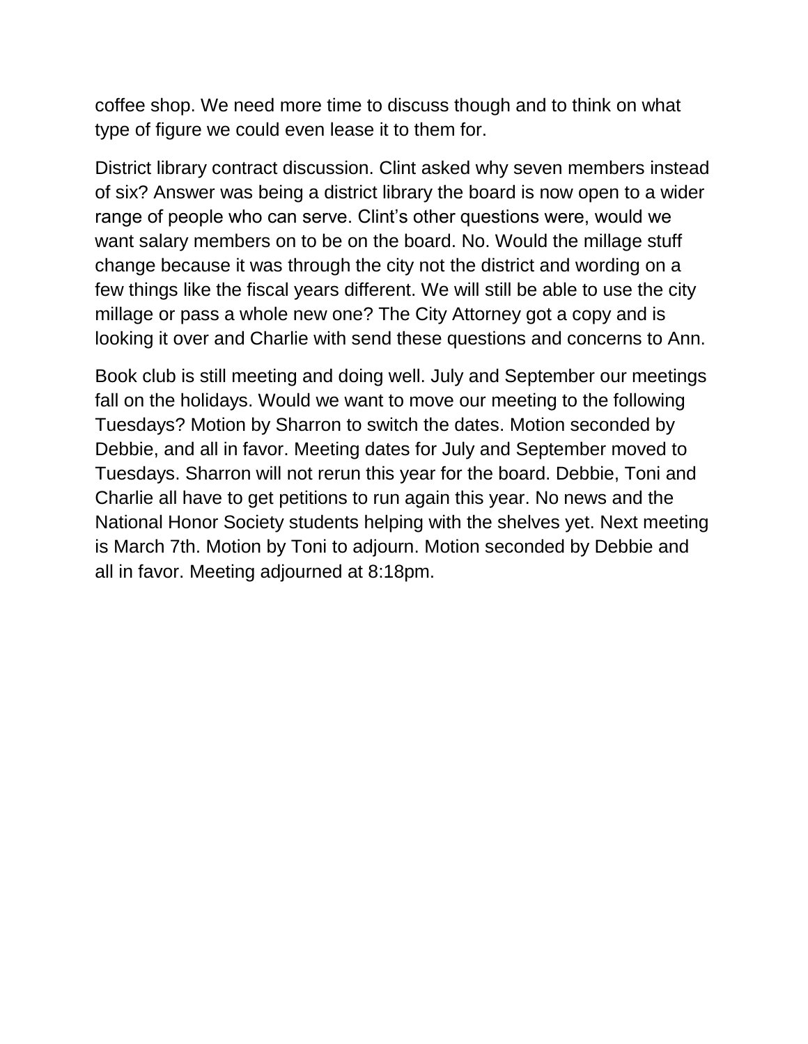coffee shop. We need more time to discuss though and to think on what type of figure we could even lease it to them for.

District library contract discussion. Clint asked why seven members instead of six? Answer was being a district library the board is now open to a wider range of people who can serve. Clint's other questions were, would we want salary members on to be on the board. No. Would the millage stuff change because it was through the city not the district and wording on a few things like the fiscal years different. We will still be able to use the city millage or pass a whole new one? The City Attorney got a copy and is looking it over and Charlie with send these questions and concerns to Ann.

Book club is still meeting and doing well. July and September our meetings fall on the holidays. Would we want to move our meeting to the following Tuesdays? Motion by Sharron to switch the dates. Motion seconded by Debbie, and all in favor. Meeting dates for July and September moved to Tuesdays. Sharron will not rerun this year for the board. Debbie, Toni and Charlie all have to get petitions to run again this year. No news and the National Honor Society students helping with the shelves yet. Next meeting is March 7th. Motion by Toni to adjourn. Motion seconded by Debbie and all in favor. Meeting adjourned at 8:18pm.